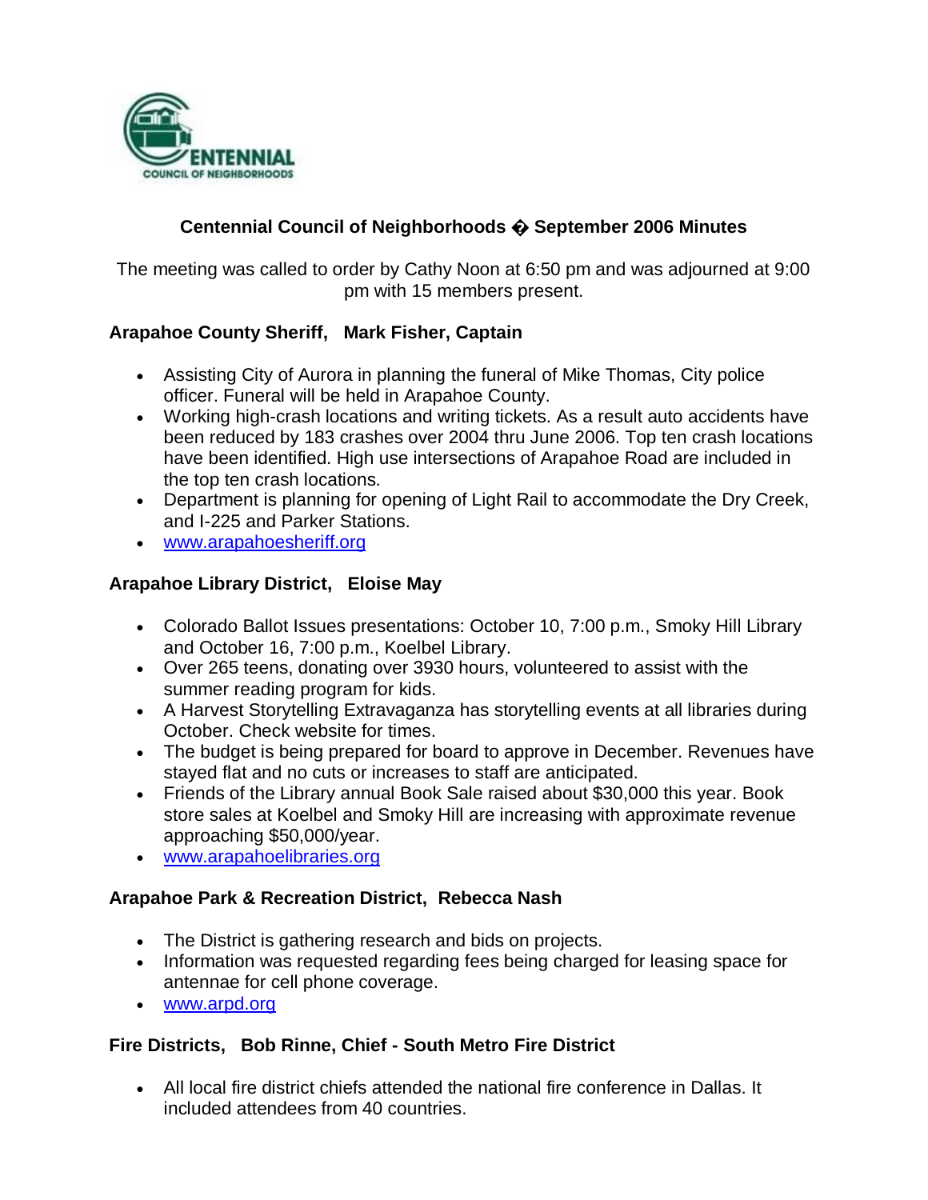# Centennial Council of Neighborhoods � September 2006 Minutes

The meeting was called to order by Cathy Noon at 6:50 pm and was adjourned at 9:00 pm with 15 members present.

### Arapahoe County Sheriff, Mark Fisher, Captain

- Assisting City of Aurora in planning the funeral of Mike Thomas, City police officer. Funeral will be held in Arapahoe County.
- Working high-crash locations and writing tickets. As a result auto accidents have been reduced by 183 crashes over 2004 thru June 2006. Top ten crash locations have been identified. High use intersections of Arapahoe Road are included in the top ten crash locations.
- Department is planning for opening of Light Rail to accommodate the Dry Creek, and I-225 and Parker Stations.
- www.arapahoesheriff.org

### Arapahoe Library District, Eloise May

- Colorado Ballot Issues presentations: October 10, 7:00 p.m., Smoky Hill Library and October 16, 7:00 p.m., Koelbel Library.
- Over 265 teens, donating over 3930 hours, volunteered to assist with the summer reading program for kids.
- A Harvest Storytelling Extravaganza has storytelling events at all libraries during October. Check website for times.
- The budget is being prepared for board to approve in December. Revenues have stayed flat and no cuts or increases to staff are anticipated.
- Friends of the Library annual Book Sale raised about $30,000 this year. Book store sales at Koelbel and Smoky Hill are increasing with approximate revenue approaching $50,000/year.
- www.arapahoelibraries.org

### Arapahoe Park & Recreation District, Rebecca Nash

- The District is gathering research and bids on projects.
- Information was requested regarding fees being charged for leasing space for antennae for cell phone coverage.
- www.arpd.org

### Fire Districts, Bob Rinne, Chief - South Metro Fire District

- All local fire district chiefs attended the national fire conference in Dallas. It included attendees from 40 countries.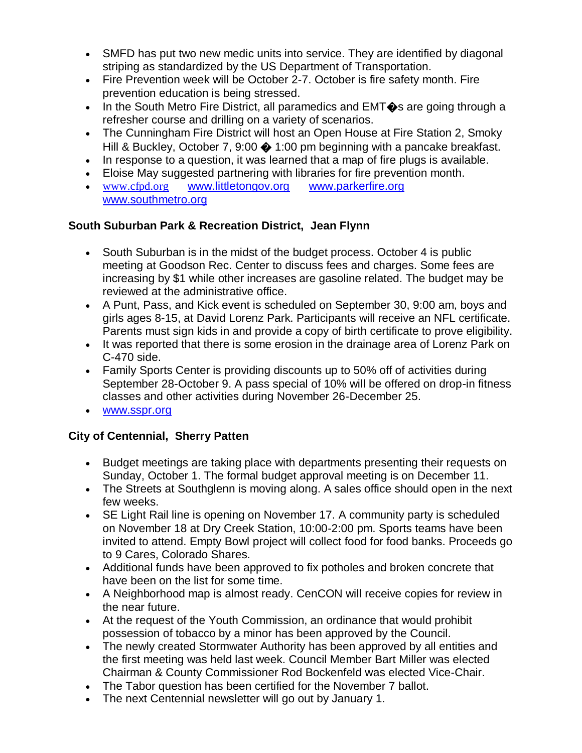- SMFD has put two new medic units into service. They are identified by diagonal striping as standardized by the US Department of Transportation.
- Fire Prevention week will be October 2-7. October is fire safety month. Fire prevention education is being stressed.
- In the South Metro Fire District, all paramedics and EMT�s are going through a refresher course and drilling on a variety of scenarios.
- The Cunningham Fire District will host an Open House at Fire Station 2, Smoky Hill & Buckley, October 7, 9:00 � 1:00 pm beginning with a pancake breakfast.
- In response to a question, it was learned that a map of fire plugs is available.
- Eloise May suggested partnering with libraries for fire prevention month.
- www.cfpd.org www.littletongov.org www.parkerfire.org www.southmetro.org

**South Suburban Park & Recreation District, Jean Flynn**

- South Suburban is in the midst of the budget process. October 4 is public meeting at Goodson Rec. Center to discuss fees and charges. Some fees are increasing by $1 while other increases are gasoline related. The budget may be reviewed at the administrative office.
- A Punt, Pass, and Kick event is scheduled on September 30, 9:00 am, boys and girls ages 8-15, at David Lorenz Park. Participants will receive an NFL certificate. Parents must sign kids in and provide a copy of birth certificate to prove eligibility.
- It was reported that there is some erosion in the drainage area of Lorenz Park on C-470 side.
- Family Sports Center is providing discounts up to 50% off of activities during September 28-October 9. A pass special of 10% will be offered on drop-in fitness classes and other activities during November 26-December 25.
- www.sspr.org

**City of Centennial, Sherry Patten**

- Budget meetings are taking place with departments presenting their requests on Sunday, October 1. The formal budget approval meeting is on December 11.
- The Streets at Southglenn is moving along. A sales office should open in the next few weeks.
- SE Light Rail line is opening on November 17. A community party is scheduled on November 18 at Dry Creek Station, 10:00-2:00 pm. Sports teams have been invited to attend. Empty Bowl project will collect food for food banks. Proceeds go to 9 Cares, Colorado Shares.
- Additional funds have been approved to fix potholes and broken concrete that have been on the list for some time.
- A Neighborhood map is almost ready. CenCON will receive copies for review in the near future.
- At the request of the Youth Commission, an ordinance that would prohibit possession of tobacco by a minor has been approved by the Council.
- The newly created Stormwater Authority has been approved by all entities and the first meeting was held last week. Council Member Bart Miller was elected Chairman & County Commissioner Rod Bockenfeld was elected Vice-Chair.
- The Tabor question has been certified for the November 7 ballot.
- The next Centennial newsletter will go out by January 1.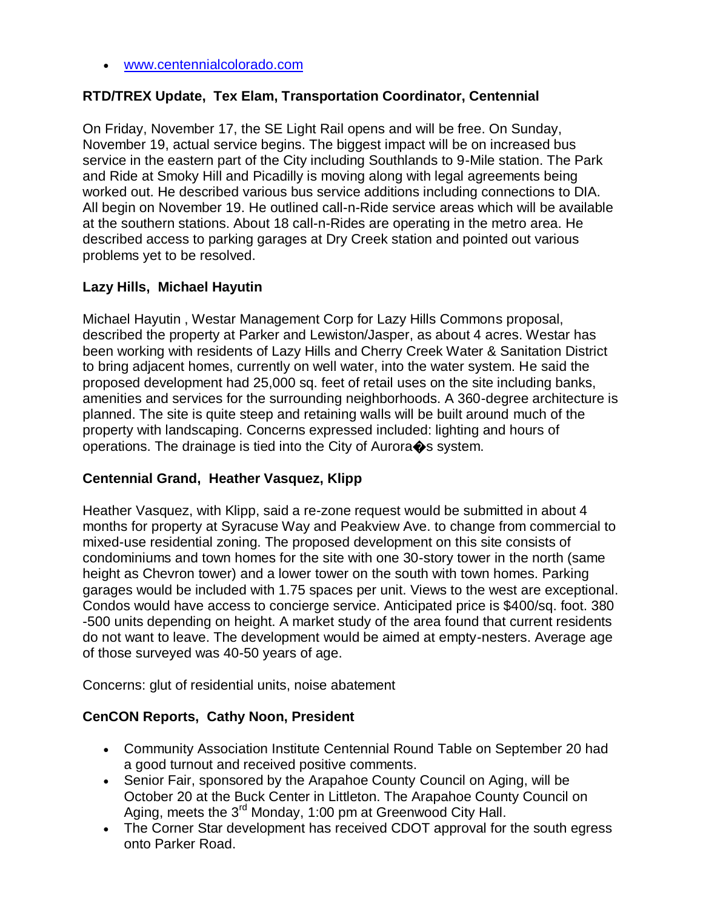- www.centennialcolorado.com

**RTD/TREX Update, Tex Elam, Transportation Coordinator, Centennial**

On Friday, November 17, the SE Light Rail opens and will be free. On Sunday, November 19, actual service begins. The biggest impact will be on increased bus service in the eastern part of the City including Southlands to 9-Mile station. The Park and Ride at Smoky Hill and Picadilly is moving along with legal agreements being worked out. He described various bus service additions including connections to DIA. All begin on November 19. He outlined call-n-Ride service areas which will be available at the southern stations. About 18 call-n-Rides are operating in the metro area. He described access to parking garages at Dry Creek station and pointed out various problems yet to be resolved.

**Lazy Hills, Michael Hayutin**

Michael Hayutin , Westar Management Corp for Lazy Hills Commons proposal, described the property at Parker and Lewiston/Jasper, as about 4 acres. Westar has been working with residents of Lazy Hills and Cherry Creek Water & Sanitation District to bring adjacent homes, currently on well water, into the water system. He said the proposed development had 25,000 sq. feet of retail uses on the site including banks, amenities and services for the surrounding neighborhoods. A 360-degree architecture is planned. The site is quite steep and retaining walls will be built around much of the property with landscaping. Concerns expressed included: lighting and hours of operations. The drainage is tied into the City of Aurora�s system.

**Centennial Grand, Heather Vasquez, Klipp**

Heather Vasquez, with Klipp, said a re-zone request would be submitted in about 4 months for property at Syracuse Way and Peakview Ave. to change from commercial to mixed-use residential zoning. The proposed development on this site consists of condominiums and town homes for the site with one 30-story tower in the north (same height as Chevron tower) and a lower tower on the south with town homes. Parking garages would be included with 1.75 spaces per unit. Views to the west are exceptional. Condos would have access to concierge service. Anticipated price is $400/sq. foot. 380 -500 units depending on height. A market study of the area found that current residents do not want to leave. The development would be aimed at empty-nesters. Average age of those surveyed was 40-50 years of age.

Concerns: glut of residential units, noise abatement

**CenCON Reports, Cathy Noon, President**

- Community Association Institute Centennial Round Table on September 20 had a good turnout and received positive comments.
- Senior Fair, sponsored by the Arapahoe County Council on Aging, will be October 20 at the Buck Center in Littleton. The Arapahoe County Council on Aging, meets the 3rd Monday, 1:00 pm at Greenwood City Hall.
- The Corner Star development has received CDOT approval for the south egress onto Parker Road.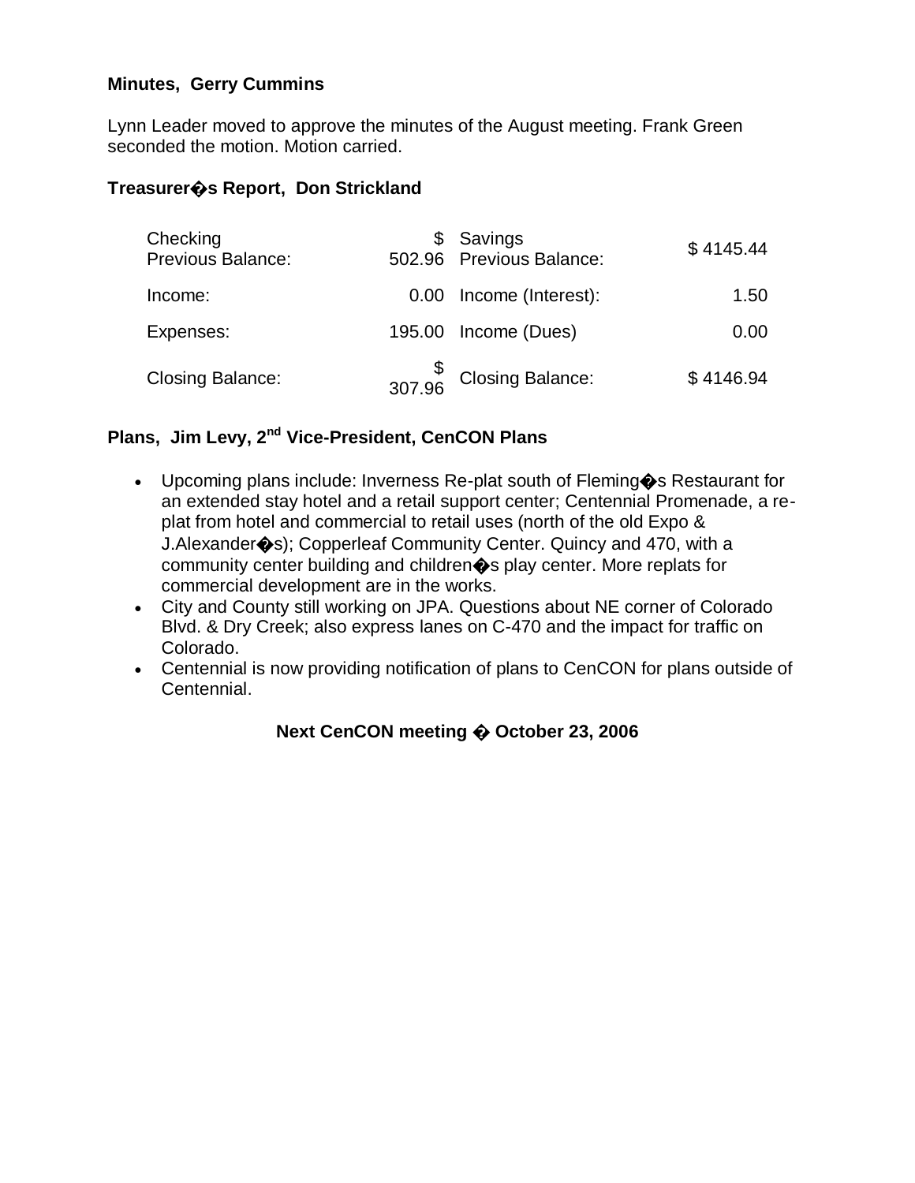**Minutes, Gerry Cummins**

Lynn Leader moved to approve the minutes of the August meeting. Frank Green seconded the motion. Motion carried.

**Treasurer�s Report, Don Strickland**

| | | | |
|---|---|---|---|
| Checking Previous Balance: | $ 502.96 | Savings Previous Balance: | $ 4145.44 |
| Income: | 0.00 | Income (Interest): | 1.50 |
| Expenses: | 195.00 | Income (Dues) | 0.00 |
| Closing Balance: | $ 307.96 | Closing Balance: | $ 4146.94 |

**Plans, Jim Levy, 2nd Vice-President, CenCON Plans**

- Upcoming plans include: Inverness Re-plat south of Fleming�s Restaurant for an extended stay hotel and a retail support center; Centennial Promenade, a re-plat from hotel and commercial to retail uses (north of the old Expo & J.Alexander�s); Copperleaf Community Center. Quincy and 470, with a community center building and children�s play center. More replats for commercial development are in the works.
- City and County still working on JPA. Questions about NE corner of Colorado Blvd. & Dry Creek; also express lanes on C-470 and the impact for traffic on Colorado.
- Centennial is now providing notification of plans to CenCON for plans outside of Centennial.

**Next CenCON meeting � October 23, 2006**